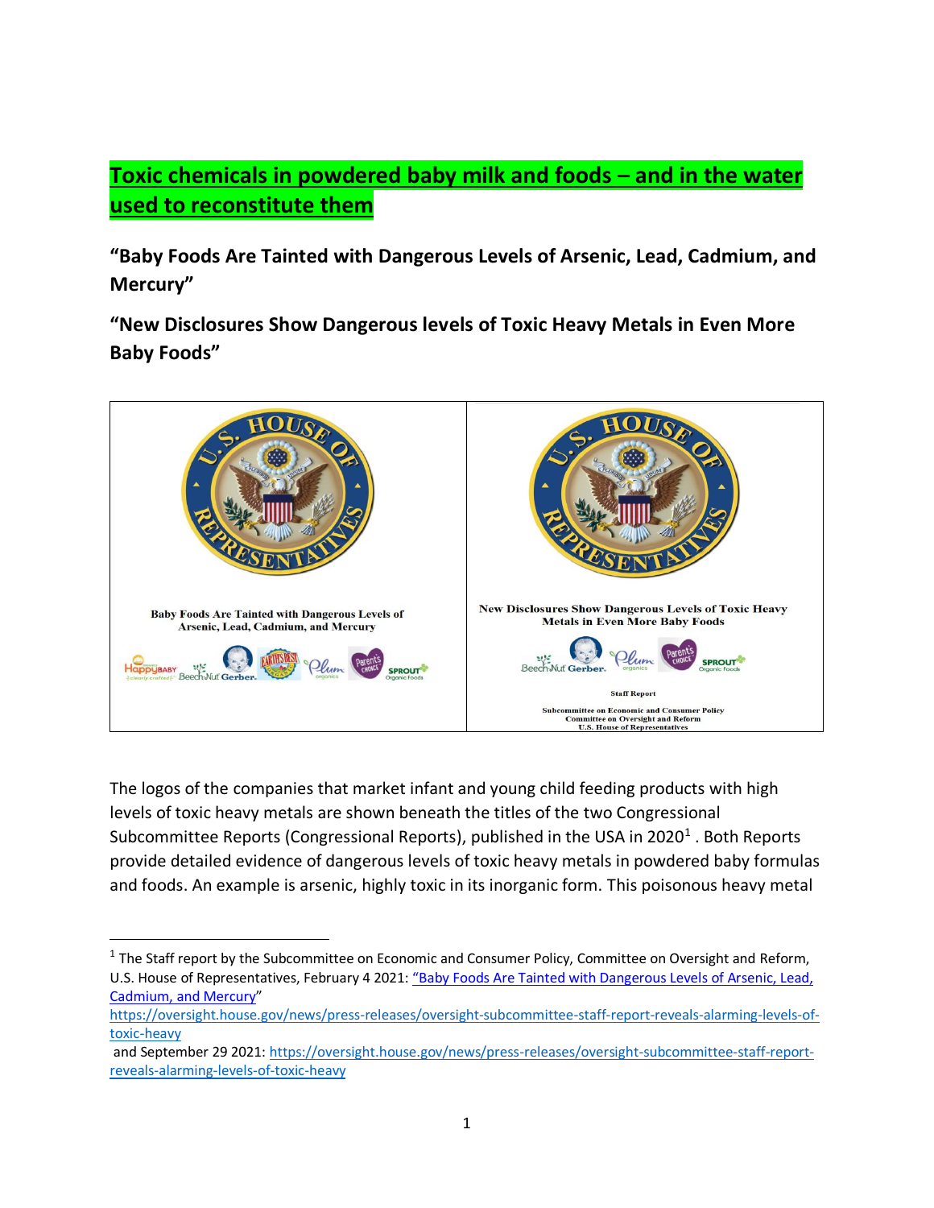# Toxic chemicals in powdered baby milk and foods – and in the water used to reconstitute them

**"Baby Foods Are Tainted with Dangerous Levels of Arsenic, Lead, Cadmium, and Mercury"**

**"New Disclosures Show Dangerous levels of Toxic Heavy Metals in Even More Baby Foods"**

| Baby Foods Are Tainted with Dangerous Levels of Arsenic, Lead, Cadmium, and Mercury | New Disclosures Show Dangerous Levels of Toxic Heavy Metals in Even More Baby Foods<br><br>Staff Report<br><br>Subcommittee on Economic and Consumer Policy<br>Committee on Oversight and Reform<br>U.S. House of Representatives |
| --- | --- |

The logos of the companies that market infant and young child feeding products with high levels of toxic heavy metals are shown beneath the titles of the two Congressional Subcommittee Reports (Congressional Reports), published in the USA in 2020[1] . Both Reports provide detailed evidence of dangerous levels of toxic heavy metals in powdered baby formulas and foods. An example is arsenic, highly toxic in its inorganic form. This poisonous heavy metal

---

[1] The Staff report by the Subcommittee on Economic and Consumer Policy, Committee on Oversight and Reform, U.S. House of Representatives, February 4 2021: "Baby Foods Are Tainted with Dangerous Levels of Arsenic, Lead, Cadmium, and Mercury" https://oversight.house.gov/news/press-releases/oversight-subcommittee-staff-report-reveals-alarming-levels-of-toxic-heavy and September 29 2021: https://oversight.house.gov/news/press-releases/oversight-subcommittee-staff-report-reveals-alarming-levels-of-toxic-heavy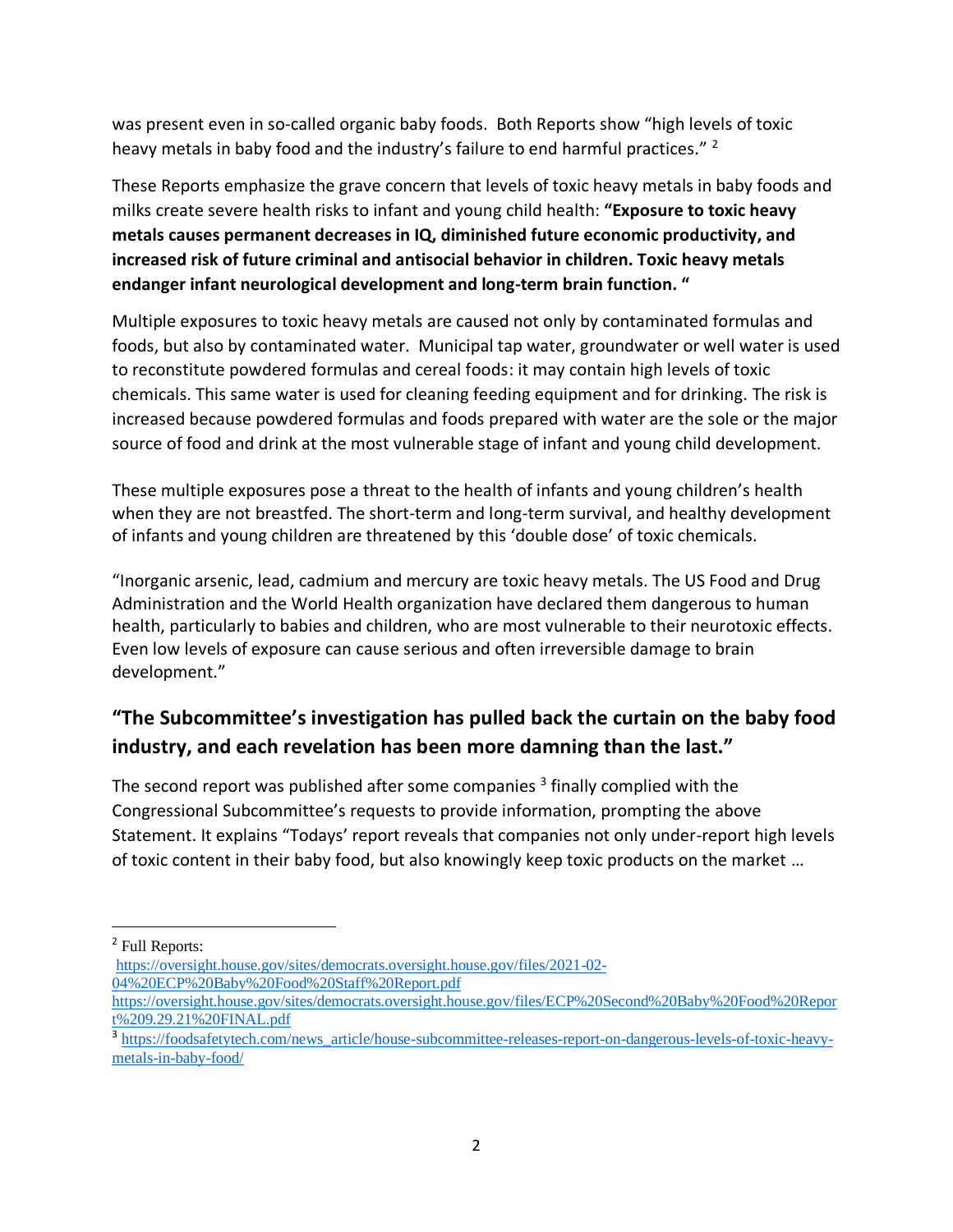was present even in so-called organic baby foods. Both Reports show "high levels of toxic heavy metals in baby food and the industry's failure to end harmful practices." [2]

These Reports emphasize the grave concern that levels of toxic heavy metals in baby foods and milks create severe health risks to infant and young child health: **"Exposure to toxic heavy metals causes permanent decreases in IQ, diminished future economic productivity, and increased risk of future criminal and antisocial behavior in children. Toxic heavy metals endanger infant neurological development and long-term brain function. "**

Multiple exposures to toxic heavy metals are caused not only by contaminated formulas and foods, but also by contaminated water. Municipal tap water, groundwater or well water is used to reconstitute powdered formulas and cereal foods: it may contain high levels of toxic chemicals. This same water is used for cleaning feeding equipment and for drinking. The risk is increased because powdered formulas and foods prepared with water are the sole or the major source of food and drink at the most vulnerable stage of infant and young child development.

These multiple exposures pose a threat to the health of infants and young children's health when they are not breastfed. The short-term and long-term survival, and healthy development of infants and young children are threatened by this 'double dose' of toxic chemicals.

"Inorganic arsenic, lead, cadmium and mercury are toxic heavy metals. The US Food and Drug Administration and the World Health organization have declared them dangerous to human health, particularly to babies and children, who are most vulnerable to their neurotoxic effects. Even low levels of exposure can cause serious and often irreversible damage to brain development."

## "The Subcommittee's investigation has pulled back the curtain on the baby food industry, and each revelation has been more damning than the last."

The second report was published after some companies [3] finally complied with the Congressional Subcommittee's requests to provide information, prompting the above Statement. It explains "Todays' report reveals that companies not only under-report high levels of toxic content in their baby food, but also knowingly keep toxic products on the market …

---

[2] Full Reports:
https://oversight.house.gov/sites/democrats.oversight.house.gov/files/2021-02-04%20ECP%20Baby%20Food%20Staff%20Report.pdf
https://oversight.house.gov/sites/democrats.oversight.house.gov/files/ECP%20Second%20Baby%20Food%20Report%209.29.21%20FINAL.pdf

[3] https://foodsafetytech.com/news_article/house-subcommittee-releases-report-on-dangerous-levels-of-toxic-heavy-metals-in-baby-food/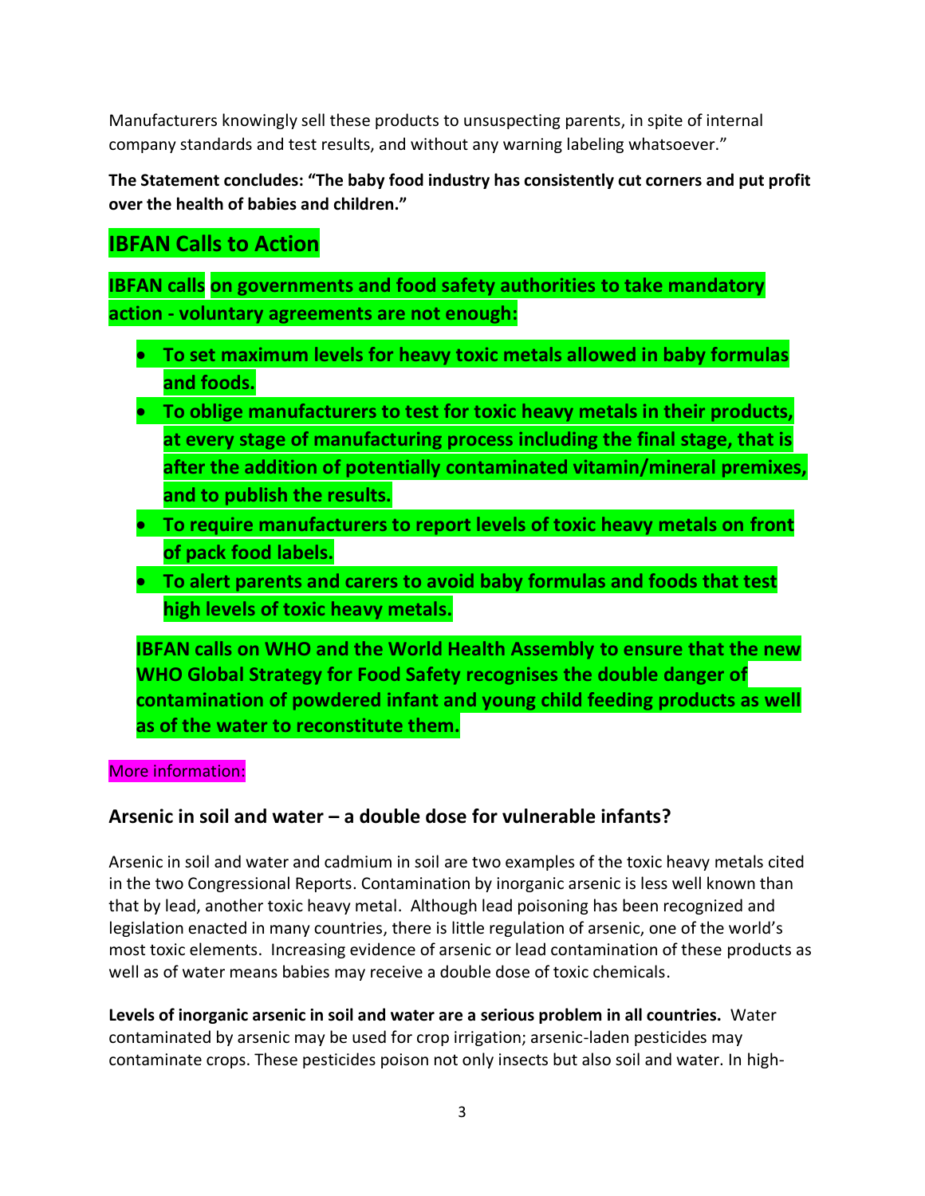Manufacturers knowingly sell these products to unsuspecting parents, in spite of internal company standards and test results, and without any warning labeling whatsoever."

**The Statement concludes: "The baby food industry has consistently cut corners and put profit over the health of babies and children."**

## IBFAN Calls to Action

**IBFAN calls on governments and food safety authorities to take mandatory action - voluntary agreements are not enough:**

- **To set maximum levels for heavy toxic metals allowed in baby formulas and foods.**
- **To oblige manufacturers to test for toxic heavy metals in their products, at every stage of manufacturing process including the final stage, that is after the addition of potentially contaminated vitamin/mineral premixes, and to publish the results.**
- **To require manufacturers to report levels of toxic heavy metals on front of pack food labels.**
- **To alert parents and carers to avoid baby formulas and foods that test high levels of toxic heavy metals.**

**IBFAN calls on WHO and the World Health Assembly to ensure that the new WHO Global Strategy for Food Safety recognises the double danger of contamination of powdered infant and young child feeding products as well as of the water to reconstitute them.**

More information:

### Arsenic in soil and water – a double dose for vulnerable infants?

Arsenic in soil and water and cadmium in soil are two examples of the toxic heavy metals cited in the two Congressional Reports. Contamination by inorganic arsenic is less well known than that by lead, another toxic heavy metal. Although lead poisoning has been recognized and legislation enacted in many countries, there is little regulation of arsenic, one of the world's most toxic elements. Increasing evidence of arsenic or lead contamination of these products as well as of water means babies may receive a double dose of toxic chemicals.

**Levels of inorganic arsenic in soil and water are a serious problem in all countries.** Water contaminated by arsenic may be used for crop irrigation; arsenic-laden pesticides may contaminate crops. These pesticides poison not only insects but also soil and water. In high-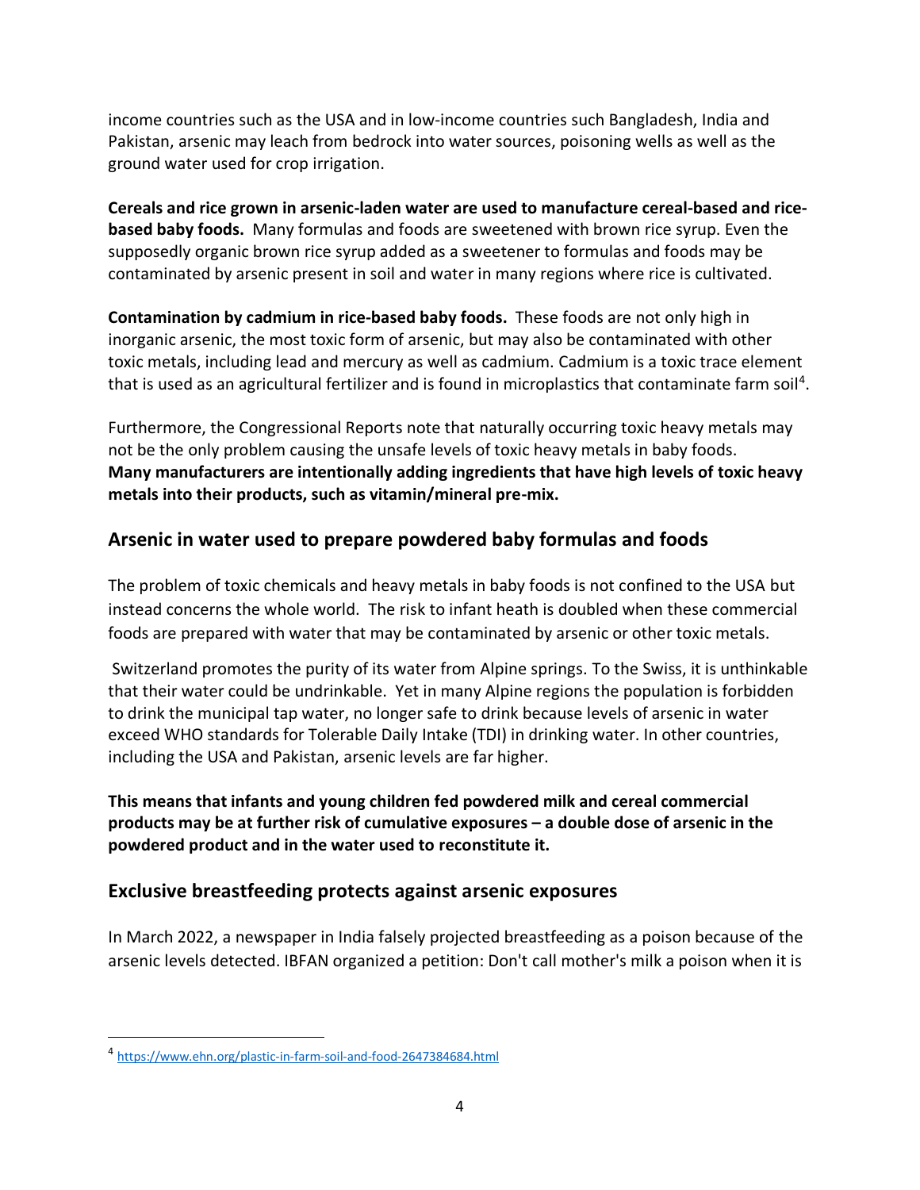income countries such as the USA and in low-income countries such Bangladesh, India and Pakistan, arsenic may leach from bedrock into water sources, poisoning wells as well as the ground water used for crop irrigation.

**Cereals and rice grown in arsenic-laden water are used to manufacture cereal-based and rice-based baby foods.** Many formulas and foods are sweetened with brown rice syrup. Even the supposedly organic brown rice syrup added as a sweetener to formulas and foods may be contaminated by arsenic present in soil and water in many regions where rice is cultivated.

**Contamination by cadmium in rice-based baby foods.** These foods are not only high in inorganic arsenic, the most toxic form of arsenic, but may also be contaminated with other toxic metals, including lead and mercury as well as cadmium. Cadmium is a toxic trace element that is used as an agricultural fertilizer and is found in microplastics that contaminate farm soil[4].

Furthermore, the Congressional Reports note that naturally occurring toxic heavy metals may not be the only problem causing the unsafe levels of toxic heavy metals in baby foods. **Many manufacturers are intentionally adding ingredients that have high levels of toxic heavy metals into their products, such as vitamin/mineral pre-mix.**

## Arsenic in water used to prepare powdered baby formulas and foods

The problem of toxic chemicals and heavy metals in baby foods is not confined to the USA but instead concerns the whole world. The risk to infant heath is doubled when these commercial foods are prepared with water that may be contaminated by arsenic or other toxic metals.

Switzerland promotes the purity of its water from Alpine springs. To the Swiss, it is unthinkable that their water could be undrinkable. Yet in many Alpine regions the population is forbidden to drink the municipal tap water, no longer safe to drink because levels of arsenic in water exceed WHO standards for Tolerable Daily Intake (TDI) in drinking water. In other countries, including the USA and Pakistan, arsenic levels are far higher.

**This means that infants and young children fed powdered milk and cereal commercial products may be at further risk of cumulative exposures – a double dose of arsenic in the powdered product and in the water used to reconstitute it.**

## Exclusive breastfeeding protects against arsenic exposures

In March 2022, a newspaper in India falsely projected breastfeeding as a poison because of the arsenic levels detected. IBFAN organized a petition: Don't call mother's milk a poison when it is

---

[4] https://www.ehn.org/plastic-in-farm-soil-and-food-2647384684.html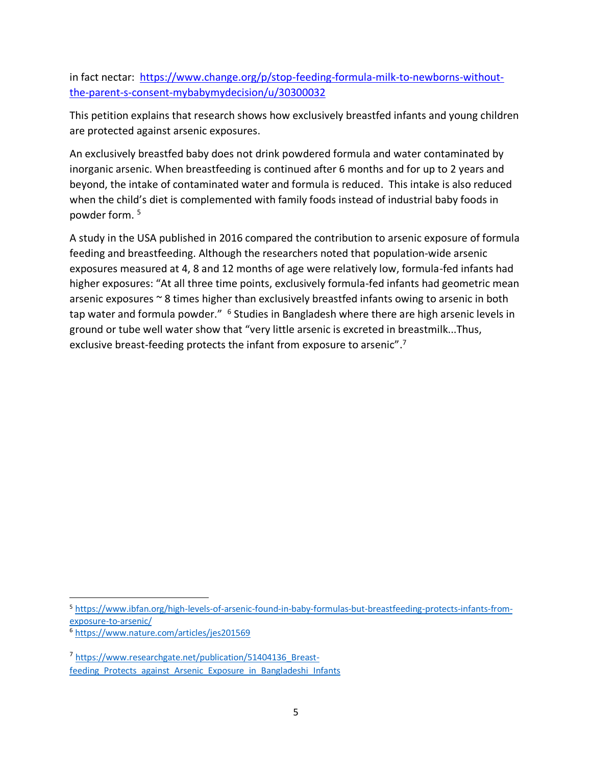in fact nectar: [https://www.change.org/p/stop-feeding-formula-milk-to-newborns-without-the-parent-s-consent-mybabymydecision/u/30300032](https://www.change.org/p/stop-feeding-formula-milk-to-newborns-without-the-parent-s-consent-mybabymydecision/u/30300032)

This petition explains that research shows how exclusively breastfed infants and young children are protected against arsenic exposures.

An exclusively breastfed baby does not drink powdered formula and water contaminated by inorganic arsenic. When breastfeeding is continued after 6 months and for up to 2 years and beyond, the intake of contaminated water and formula is reduced. This intake is also reduced when the child's diet is complemented with family foods instead of industrial baby foods in powder form. [5]

A study in the USA published in 2016 compared the contribution to arsenic exposure of formula feeding and breastfeeding. Although the researchers noted that population-wide arsenic exposures measured at 4, 8 and 12 months of age were relatively low, formula-fed infants had higher exposures: "At all three time points, exclusively formula-fed infants had geometric mean arsenic exposures ~ 8 times higher than exclusively breastfed infants owing to arsenic in both tap water and formula powder." [6] Studies in Bangladesh where there are high arsenic levels in ground or tube well water show that "very little arsenic is excreted in breastmilk...Thus, exclusive breast-feeding protects the infant from exposure to arsenic".[7]

---

[5] [https://www.ibfan.org/high-levels-of-arsenic-found-in-baby-formulas-but-breastfeeding-protects-infants-from-exposure-to-arsenic/](https://www.ibfan.org/high-levels-of-arsenic-found-in-baby-formulas-but-breastfeeding-protects-infants-from-exposure-to-arsenic/)

[6] [https://www.nature.com/articles/jes201569](https://www.nature.com/articles/jes201569)

[7] [https://www.researchgate.net/publication/51404136_Breast-feeding_Protects_against_Arsenic_Exposure_in_Bangladeshi_Infants](https://www.researchgate.net/publication/51404136_Breast-feeding_Protects_against_Arsenic_Exposure_in_Bangladeshi_Infants)